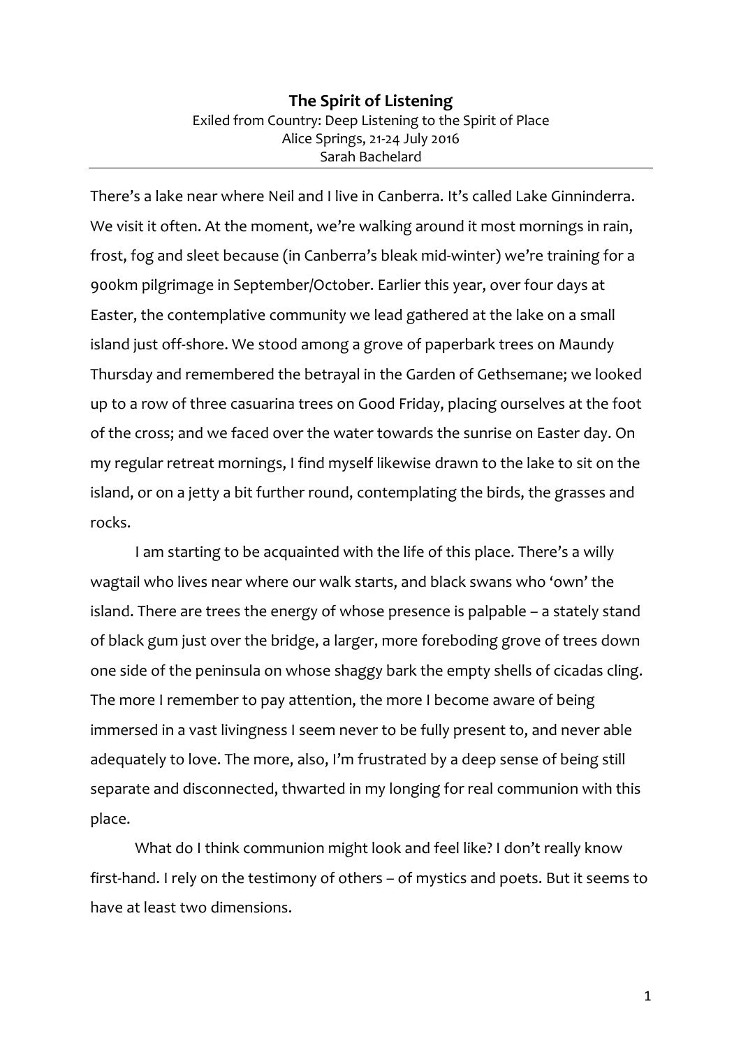# The Spirit of Listening

Exiled from Country: Deep Listening to the Spirit of Place
Alice Springs, 21-24 July 2016
Sarah Bachelard

---

There's a lake near where Neil and I live in Canberra. It's called Lake Ginninderra. We visit it often. At the moment, we're walking around it most mornings in rain, frost, fog and sleet because (in Canberra's bleak mid-winter) we're training for a 900km pilgrimage in September/October. Earlier this year, over four days at Easter, the contemplative community we lead gathered at the lake on a small island just off-shore. We stood among a grove of paperbark trees on Maundy Thursday and remembered the betrayal in the Garden of Gethsemane; we looked up to a row of three casuarina trees on Good Friday, placing ourselves at the foot of the cross; and we faced over the water towards the sunrise on Easter day. On my regular retreat mornings, I find myself likewise drawn to the lake to sit on the island, or on a jetty a bit further round, contemplating the birds, the grasses and rocks.

I am starting to be acquainted with the life of this place. There's a willy wagtail who lives near where our walk starts, and black swans who 'own' the island. There are trees the energy of whose presence is palpable – a stately stand of black gum just over the bridge, a larger, more foreboding grove of trees down one side of the peninsula on whose shaggy bark the empty shells of cicadas cling. The more I remember to pay attention, the more I become aware of being immersed in a vast livingness I seem never to be fully present to, and never able adequately to love. The more, also, I'm frustrated by a deep sense of being still separate and disconnected, thwarted in my longing for real communion with this place.

What do I think communion might look and feel like? I don't really know first-hand. I rely on the testimony of others – of mystics and poets. But it seems to have at least two dimensions.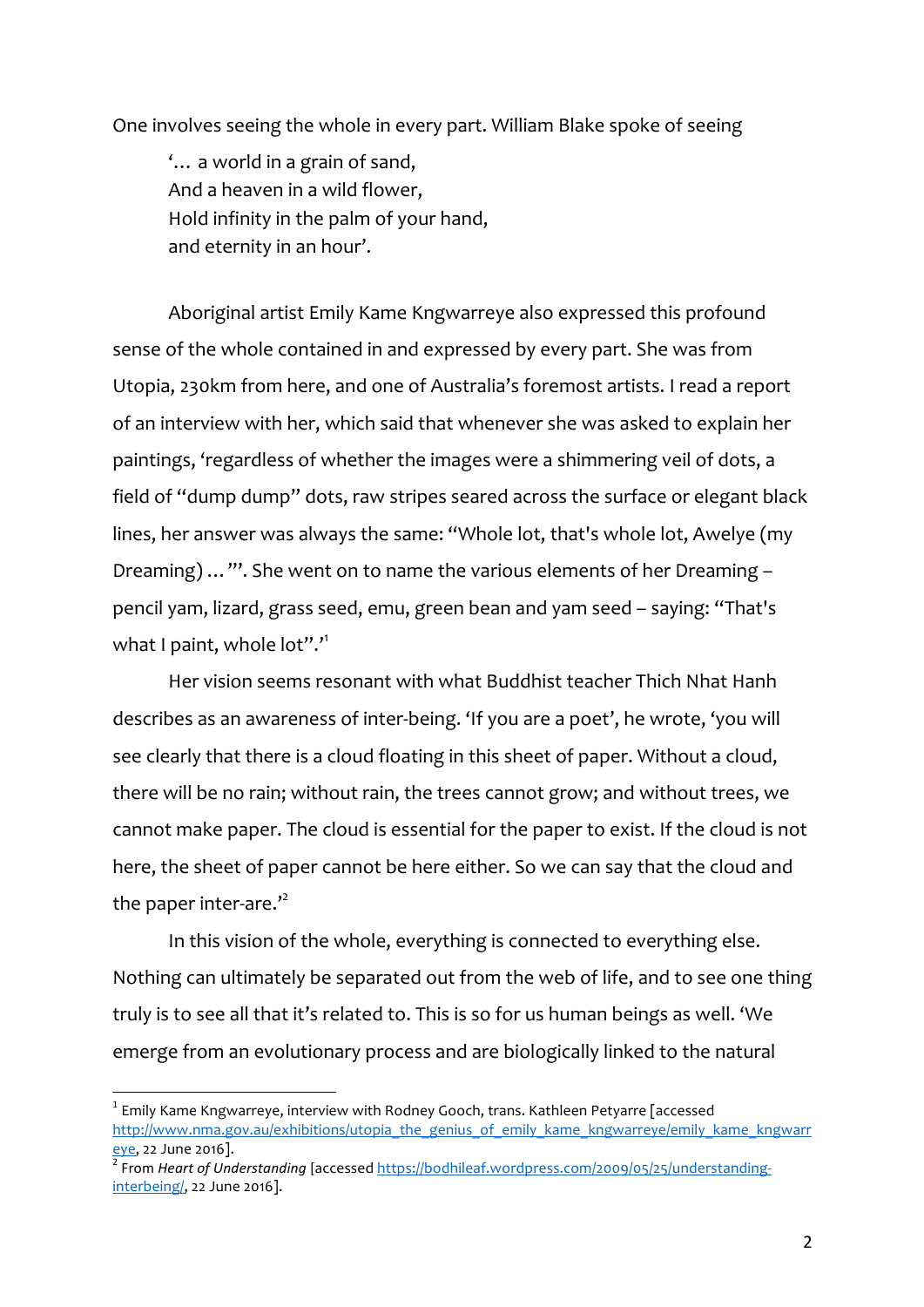One involves seeing the whole in every part. William Blake spoke of seeing

> '… a world in a grain of sand,
> And a heaven in a wild flower,
> Hold infinity in the palm of your hand,
> and eternity in an hour'.

Aboriginal artist Emily Kame Kngwarreye also expressed this profound sense of the whole contained in and expressed by every part. She was from Utopia, 230km from here, and one of Australia's foremost artists. I read a report of an interview with her, which said that whenever she was asked to explain her paintings, 'regardless of whether the images were a shimmering veil of dots, a field of "dump dump" dots, raw stripes seared across the surface or elegant black lines, her answer was always the same: "Whole lot, that's whole lot, Awelye (my Dreaming) …"'. She went on to name the various elements of her Dreaming – pencil yam, lizard, grass seed, emu, green bean and yam seed – saying: "That's what I paint, whole lot".'[1]

Her vision seems resonant with what Buddhist teacher Thich Nhat Hanh describes as an awareness of inter-being. 'If you are a poet', he wrote, 'you will see clearly that there is a cloud floating in this sheet of paper. Without a cloud, there will be no rain; without rain, the trees cannot grow; and without trees, we cannot make paper. The cloud is essential for the paper to exist. If the cloud is not here, the sheet of paper cannot be here either. So we can say that the cloud and the paper inter-are.'[2]

In this vision of the whole, everything is connected to everything else. Nothing can ultimately be separated out from the web of life, and to see one thing truly is to see all that it's related to. This is so for us human beings as well. 'We emerge from an evolutionary process and are biologically linked to the natural

---

[1] Emily Kame Kngwarreye, interview with Rodney Gooch, trans. Kathleen Petyarre [accessed http://www.nma.gov.au/exhibitions/utopia_the_genius_of_emily_kame_kngwarreye/emily_kame_kngwarreye, 22 June 2016].

[2] From *Heart of Understanding* [accessed https://bodhileaf.wordpress.com/2009/05/25/understanding-interbeing/, 22 June 2016].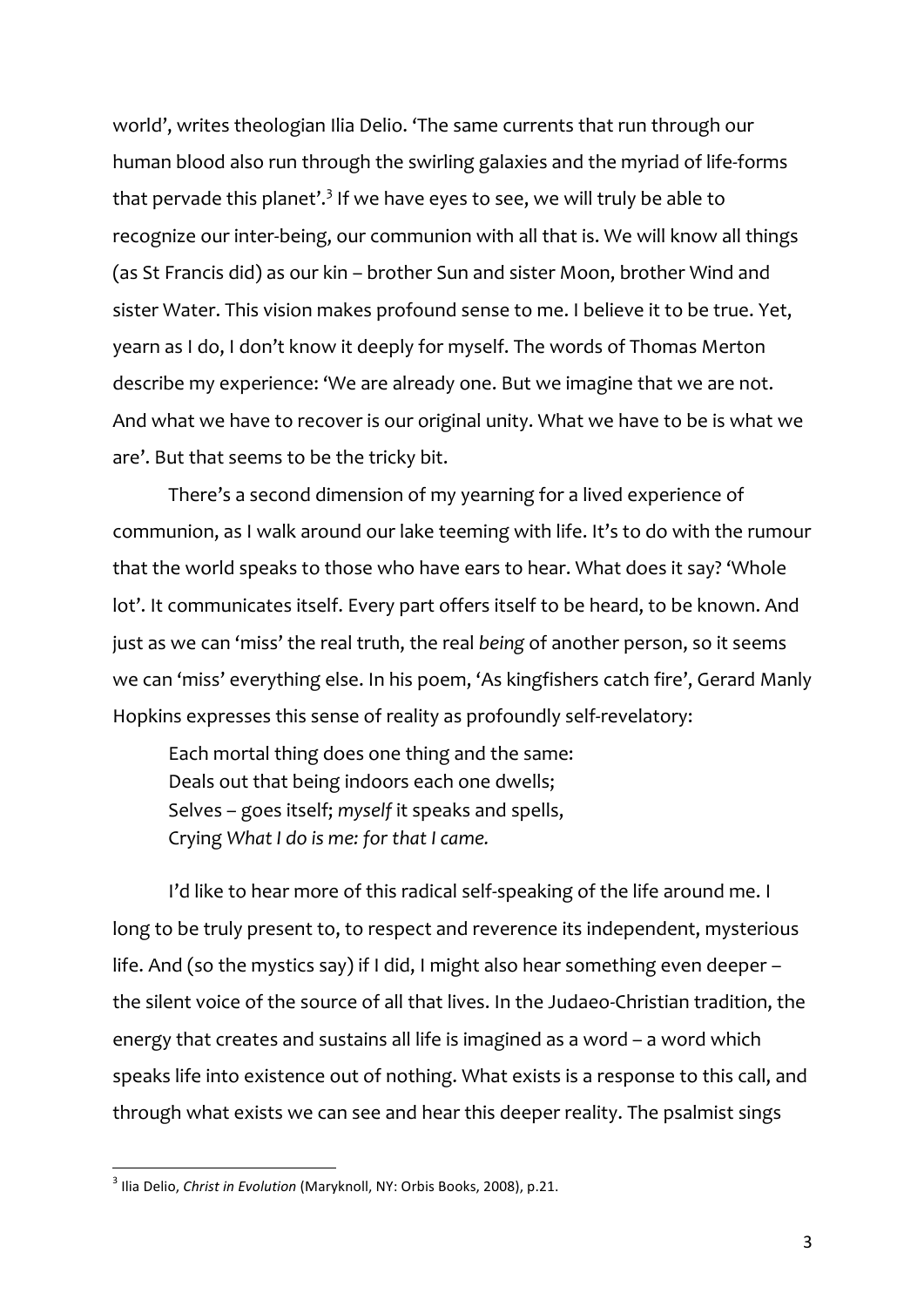world', writes theologian Ilia Delio. 'The same currents that run through our human blood also run through the swirling galaxies and the myriad of life-forms that pervade this planet'.[3] If we have eyes to see, we will truly be able to recognize our inter-being, our communion with all that is. We will know all things (as St Francis did) as our kin – brother Sun and sister Moon, brother Wind and sister Water. This vision makes profound sense to me. I believe it to be true. Yet, yearn as I do, I don't know it deeply for myself. The words of Thomas Merton describe my experience: 'We are already one. But we imagine that we are not. And what we have to recover is our original unity. What we have to be is what we are'. But that seems to be the tricky bit.

There's a second dimension of my yearning for a lived experience of communion, as I walk around our lake teeming with life. It's to do with the rumour that the world speaks to those who have ears to hear. What does it say? 'Whole lot'. It communicates itself. Every part offers itself to be heard, to be known. And just as we can 'miss' the real truth, the real *being* of another person, so it seems we can 'miss' everything else. In his poem, 'As kingfishers catch fire', Gerard Manly Hopkins expresses this sense of reality as profoundly self-revelatory:

> Each mortal thing does one thing and the same:
> Deals out that being indoors each one dwells;
> Selves – goes itself; *myself* it speaks and spells,
> Crying *What I do is me: for that I came.*

I'd like to hear more of this radical self-speaking of the life around me. I long to be truly present to, to respect and reverence its independent, mysterious life. And (so the mystics say) if I did, I might also hear something even deeper – the silent voice of the source of all that lives. In the Judaeo-Christian tradition, the energy that creates and sustains all life is imagined as a word – a word which speaks life into existence out of nothing. What exists is a response to this call, and through what exists we can see and hear this deeper reality. The psalmist sings

---

[3] Ilia Delio, *Christ in Evolution* (Maryknoll, NY: Orbis Books, 2008), p.21.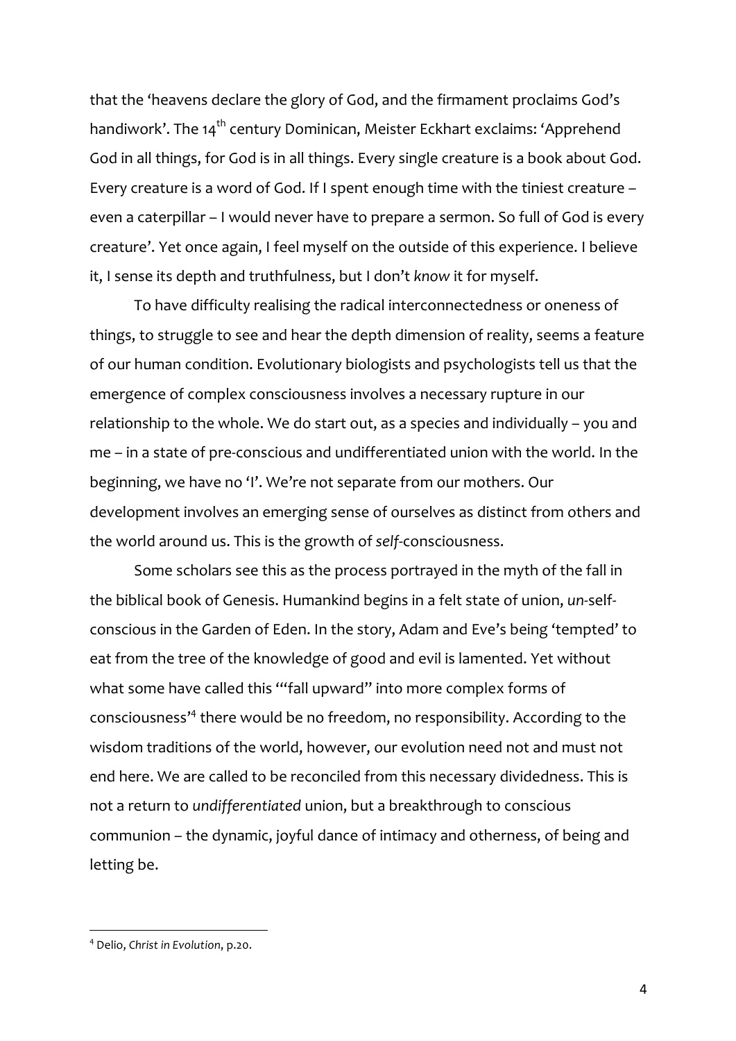that the 'heavens declare the glory of God, and the firmament proclaims God's handiwork'. The 14th century Dominican, Meister Eckhart exclaims: 'Apprehend God in all things, for God is in all things. Every single creature is a book about God. Every creature is a word of God. If I spent enough time with the tiniest creature – even a caterpillar – I would never have to prepare a sermon. So full of God is every creature'. Yet once again, I feel myself on the outside of this experience. I believe it, I sense its depth and truthfulness, but I don't *know* it for myself.

To have difficulty realising the radical interconnectedness or oneness of things, to struggle to see and hear the depth dimension of reality, seems a feature of our human condition. Evolutionary biologists and psychologists tell us that the emergence of complex consciousness involves a necessary rupture in our relationship to the whole. We do start out, as a species and individually – you and me – in a state of pre-conscious and undifferentiated union with the world. In the beginning, we have no 'I'. We're not separate from our mothers. Our development involves an emerging sense of ourselves as distinct from others and the world around us. This is the growth of *self*-consciousness.

Some scholars see this as the process portrayed in the myth of the fall in the biblical book of Genesis. Humankind begins in a felt state of union, *un*-self-conscious in the Garden of Eden. In the story, Adam and Eve's being 'tempted' to eat from the tree of the knowledge of good and evil is lamented. Yet without what some have called this '"fall upward" into more complex forms of consciousness'[4] there would be no freedom, no responsibility. According to the wisdom traditions of the world, however, our evolution need not and must not end here. We are called to be reconciled from this necessary dividedness. This is not a return to *undifferentiated* union, but a breakthrough to conscious communion – the dynamic, joyful dance of intimacy and otherness, of being and letting be.

---

[4] Delio, *Christ in Evolution*, p.20.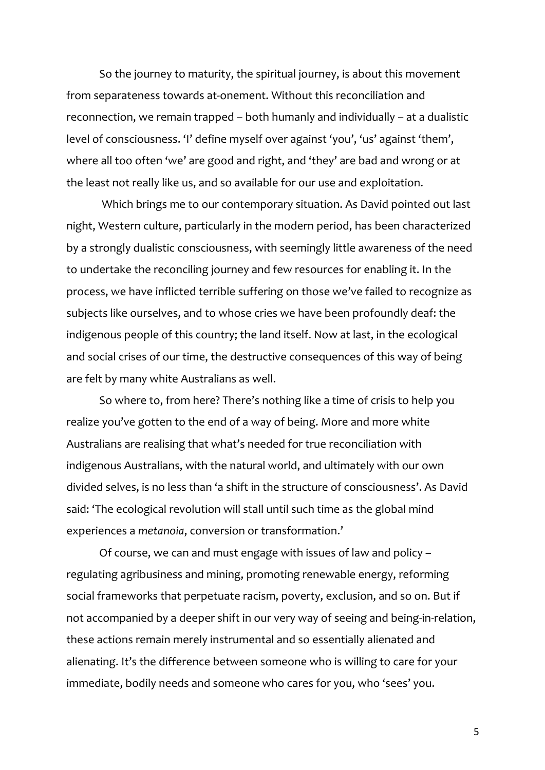So the journey to maturity, the spiritual journey, is about this movement from separateness towards at-onement. Without this reconciliation and reconnection, we remain trapped – both humanly and individually – at a dualistic level of consciousness. 'I' define myself over against 'you', 'us' against 'them', where all too often 'we' are good and right, and 'they' are bad and wrong or at the least not really like us, and so available for our use and exploitation.

Which brings me to our contemporary situation. As David pointed out last night, Western culture, particularly in the modern period, has been characterized by a strongly dualistic consciousness, with seemingly little awareness of the need to undertake the reconciling journey and few resources for enabling it. In the process, we have inflicted terrible suffering on those we've failed to recognize as subjects like ourselves, and to whose cries we have been profoundly deaf: the indigenous people of this country; the land itself. Now at last, in the ecological and social crises of our time, the destructive consequences of this way of being are felt by many white Australians as well.

So where to, from here? There's nothing like a time of crisis to help you realize you've gotten to the end of a way of being. More and more white Australians are realising that what's needed for true reconciliation with indigenous Australians, with the natural world, and ultimately with our own divided selves, is no less than 'a shift in the structure of consciousness'. As David said: 'The ecological revolution will stall until such time as the global mind experiences a *metanoia*, conversion or transformation.'

Of course, we can and must engage with issues of law and policy – regulating agribusiness and mining, promoting renewable energy, reforming social frameworks that perpetuate racism, poverty, exclusion, and so on. But if not accompanied by a deeper shift in our very way of seeing and being-in-relation, these actions remain merely instrumental and so essentially alienated and alienating. It's the difference between someone who is willing to care for your immediate, bodily needs and someone who cares for you, who 'sees' you.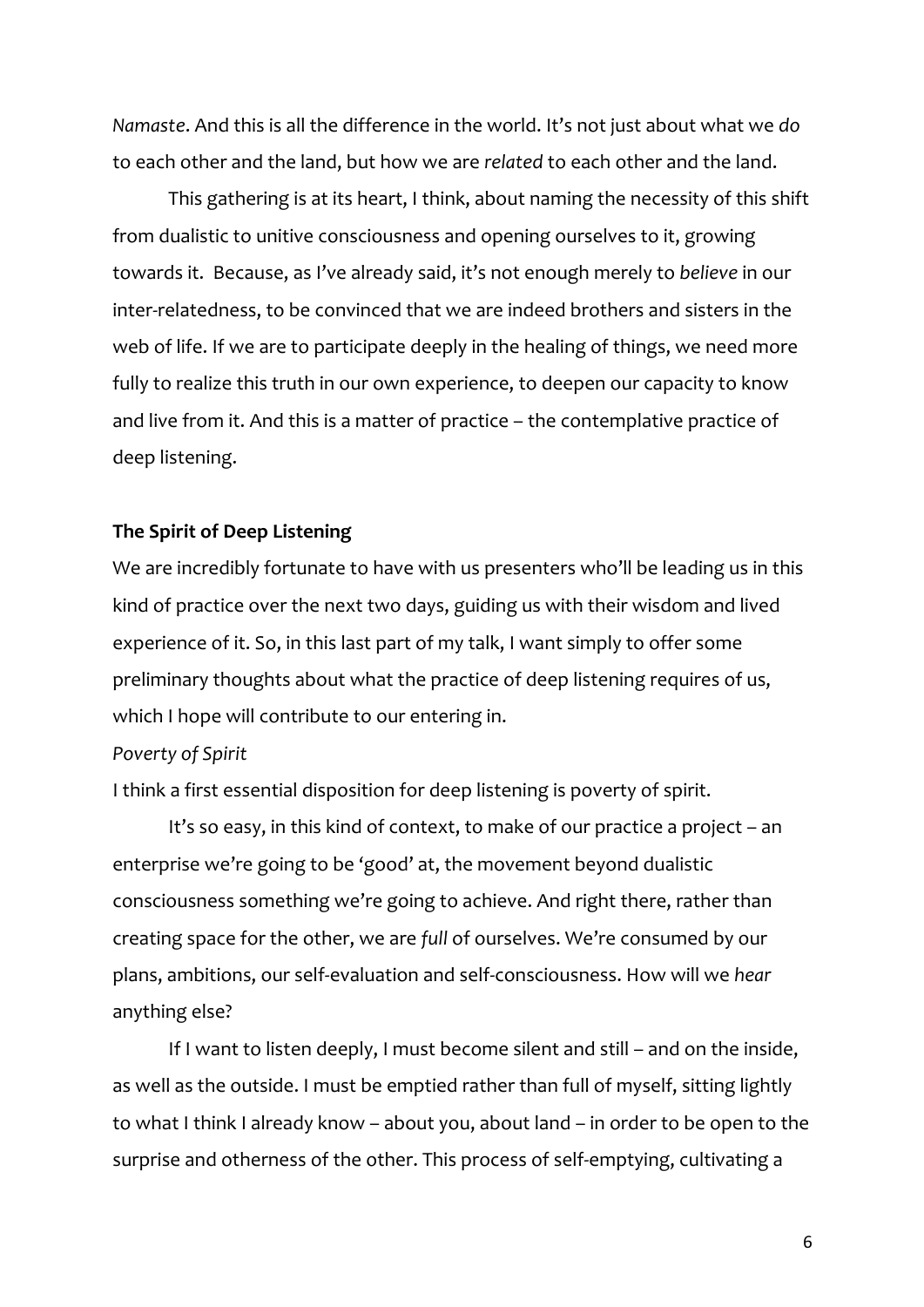*Namaste*. And this is all the difference in the world. It's not just about what we *do* to each other and the land, but how we are *related* to each other and the land.

This gathering is at its heart, I think, about naming the necessity of this shift from dualistic to unitive consciousness and opening ourselves to it, growing towards it. Because, as I've already said, it's not enough merely to *believe* in our inter-relatedness, to be convinced that we are indeed brothers and sisters in the web of life. If we are to participate deeply in the healing of things, we need more fully to realize this truth in our own experience, to deepen our capacity to know and live from it. And this is a matter of practice – the contemplative practice of deep listening.

**The Spirit of Deep Listening**

We are incredibly fortunate to have with us presenters who'll be leading us in this kind of practice over the next two days, guiding us with their wisdom and lived experience of it. So, in this last part of my talk, I want simply to offer some preliminary thoughts about what the practice of deep listening requires of us, which I hope will contribute to our entering in.

*Poverty of Spirit*

I think a first essential disposition for deep listening is poverty of spirit.

It's so easy, in this kind of context, to make of our practice a project – an enterprise we're going to be 'good' at, the movement beyond dualistic consciousness something we're going to achieve. And right there, rather than creating space for the other, we are *full* of ourselves. We're consumed by our plans, ambitions, our self-evaluation and self-consciousness. How will we *hear* anything else?

If I want to listen deeply, I must become silent and still – and on the inside, as well as the outside. I must be emptied rather than full of myself, sitting lightly to what I think I already know – about you, about land – in order to be open to the surprise and otherness of the other. This process of self-emptying, cultivating a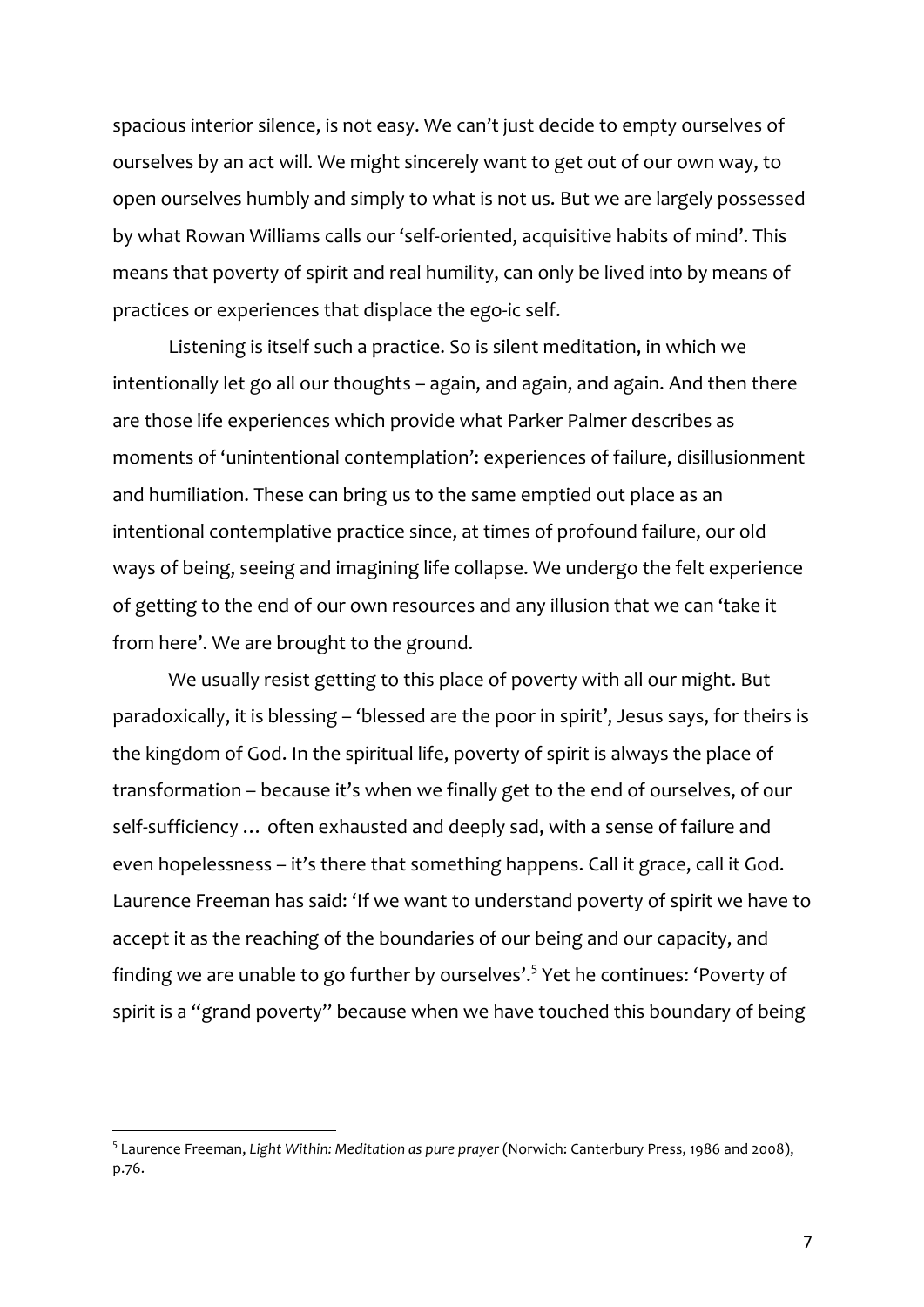spacious interior silence, is not easy. We can't just decide to empty ourselves of ourselves by an act will. We might sincerely want to get out of our own way, to open ourselves humbly and simply to what is not us. But we are largely possessed by what Rowan Williams calls our 'self-oriented, acquisitive habits of mind'. This means that poverty of spirit and real humility, can only be lived into by means of practices or experiences that displace the ego-ic self.

Listening is itself such a practice. So is silent meditation, in which we intentionally let go all our thoughts – again, and again, and again. And then there are those life experiences which provide what Parker Palmer describes as moments of 'unintentional contemplation': experiences of failure, disillusionment and humiliation. These can bring us to the same emptied out place as an intentional contemplative practice since, at times of profound failure, our old ways of being, seeing and imagining life collapse. We undergo the felt experience of getting to the end of our own resources and any illusion that we can 'take it from here'. We are brought to the ground.

We usually resist getting to this place of poverty with all our might. But paradoxically, it is blessing – 'blessed are the poor in spirit', Jesus says, for theirs is the kingdom of God. In the spiritual life, poverty of spirit is always the place of transformation – because it's when we finally get to the end of ourselves, of our self-sufficiency … often exhausted and deeply sad, with a sense of failure and even hopelessness – it's there that something happens. Call it grace, call it God. Laurence Freeman has said: 'If we want to understand poverty of spirit we have to accept it as the reaching of the boundaries of our being and our capacity, and finding we are unable to go further by ourselves'.[5] Yet he continues: 'Poverty of spirit is a "grand poverty" because when we have touched this boundary of being

---

[5] Laurence Freeman, *Light Within: Meditation as pure prayer* (Norwich: Canterbury Press, 1986 and 2008), p.76.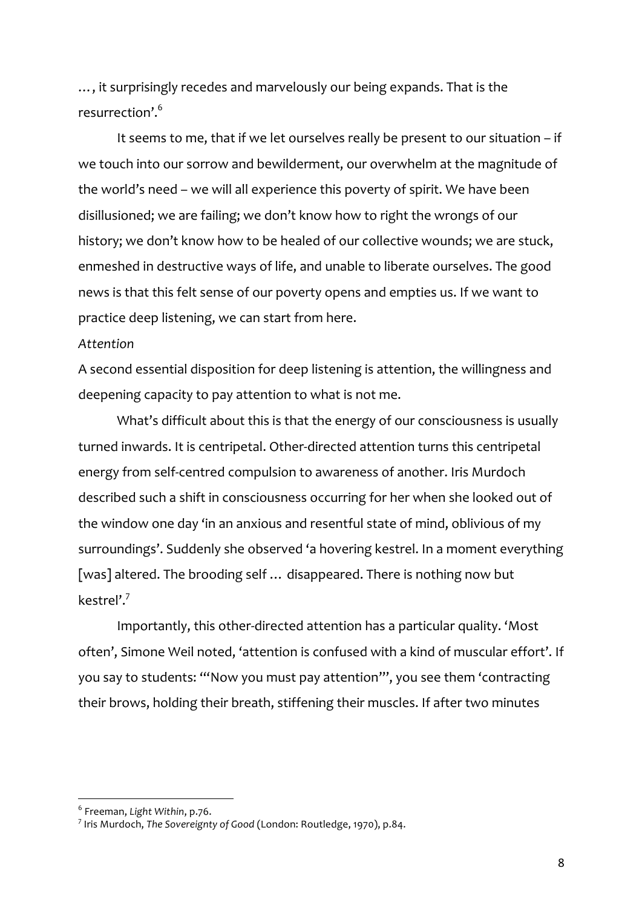…, it surprisingly recedes and marvelously our being expands. That is the resurrection'.[6]

It seems to me, that if we let ourselves really be present to our situation – if we touch into our sorrow and bewilderment, our overwhelm at the magnitude of the world's need – we will all experience this poverty of spirit. We have been disillusioned; we are failing; we don't know how to right the wrongs of our history; we don't know how to be healed of our collective wounds; we are stuck, enmeshed in destructive ways of life, and unable to liberate ourselves. The good news is that this felt sense of our poverty opens and empties us. If we want to practice deep listening, we can start from here.

*Attention*

A second essential disposition for deep listening is attention, the willingness and deepening capacity to pay attention to what is not me.

What's difficult about this is that the energy of our consciousness is usually turned inwards. It is centripetal. Other-directed attention turns this centripetal energy from self-centred compulsion to awareness of another. Iris Murdoch described such a shift in consciousness occurring for her when she looked out of the window one day 'in an anxious and resentful state of mind, oblivious of my surroundings'. Suddenly she observed 'a hovering kestrel. In a moment everything [was] altered. The brooding self … disappeared. There is nothing now but kestrel'.[7]

Importantly, this other-directed attention has a particular quality. 'Most often', Simone Weil noted, 'attention is confused with a kind of muscular effort'. If you say to students: '"Now you must pay attention"', you see them 'contracting their brows, holding their breath, stiffening their muscles. If after two minutes

---

[6] Freeman, *Light Within*, p.76.

[7] Iris Murdoch, *The Sovereignty of Good* (London: Routledge, 1970), p.84.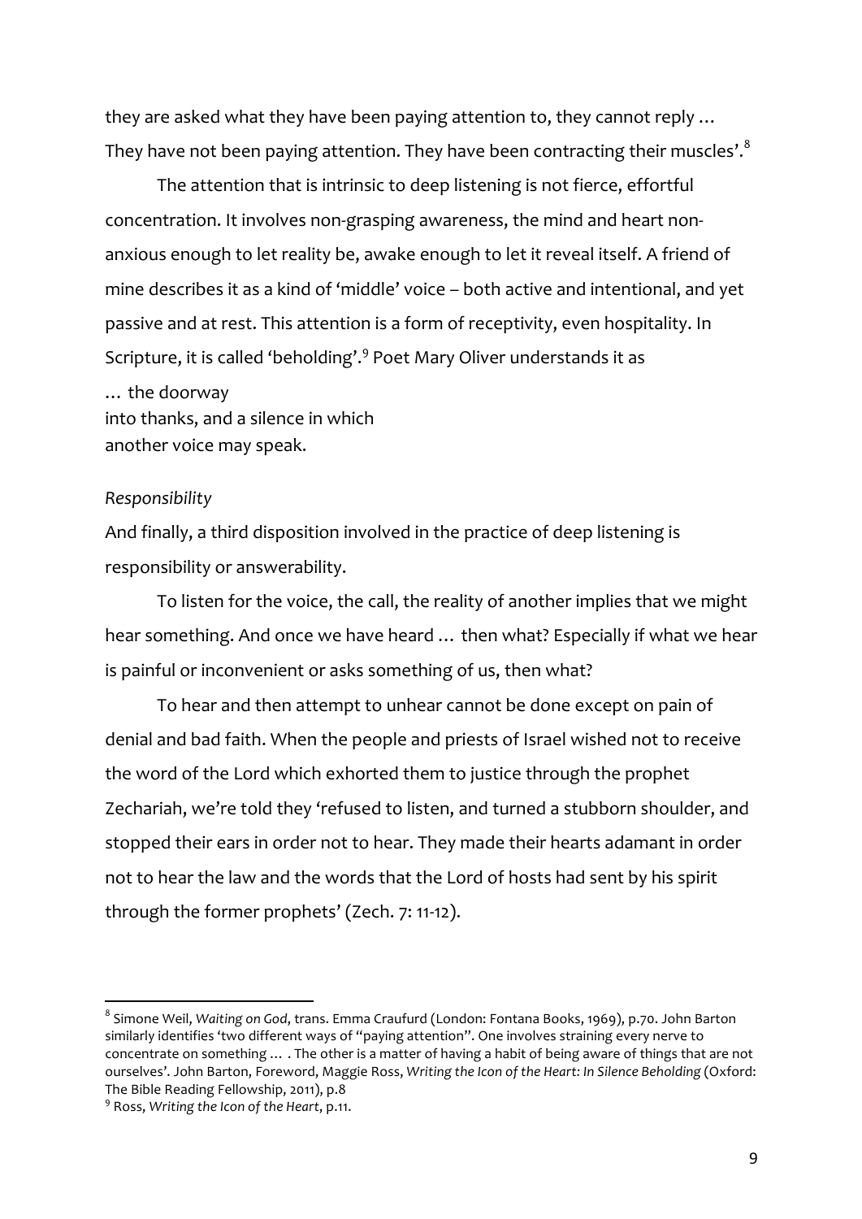they are asked what they have been paying attention to, they cannot reply … They have not been paying attention. They have been contracting their muscles'.[8]

The attention that is intrinsic to deep listening is not fierce, effortful concentration. It involves non-grasping awareness, the mind and heart non-anxious enough to let reality be, awake enough to let it reveal itself. A friend of mine describes it as a kind of 'middle' voice – both active and intentional, and yet passive and at rest. This attention is a form of receptivity, even hospitality. In Scripture, it is called 'beholding'.[9] Poet Mary Oliver understands it as

… the doorway
into thanks, and a silence in which
another voice may speak.

*Responsibility*

And finally, a third disposition involved in the practice of deep listening is responsibility or answerability.

To listen for the voice, the call, the reality of another implies that we might hear something. And once we have heard … then what? Especially if what we hear is painful or inconvenient or asks something of us, then what?

To hear and then attempt to unhear cannot be done except on pain of denial and bad faith. When the people and priests of Israel wished not to receive the word of the Lord which exhorted them to justice through the prophet Zechariah, we're told they 'refused to listen, and turned a stubborn shoulder, and stopped their ears in order not to hear. They made their hearts adamant in order not to hear the law and the words that the Lord of hosts had sent by his spirit through the former prophets' (Zech. 7: 11-12).

---

[8] Simone Weil, *Waiting on God*, trans. Emma Craufurd (London: Fontana Books, 1969), p.70. John Barton similarly identifies 'two different ways of "paying attention". One involves straining every nerve to concentrate on something … . The other is a matter of having a habit of being aware of things that are not ourselves'. John Barton, Foreword, Maggie Ross, *Writing the Icon of the Heart: In Silence Beholding* (Oxford: The Bible Reading Fellowship, 2011), p.8

[9] Ross, *Writing the Icon of the Heart*, p.11.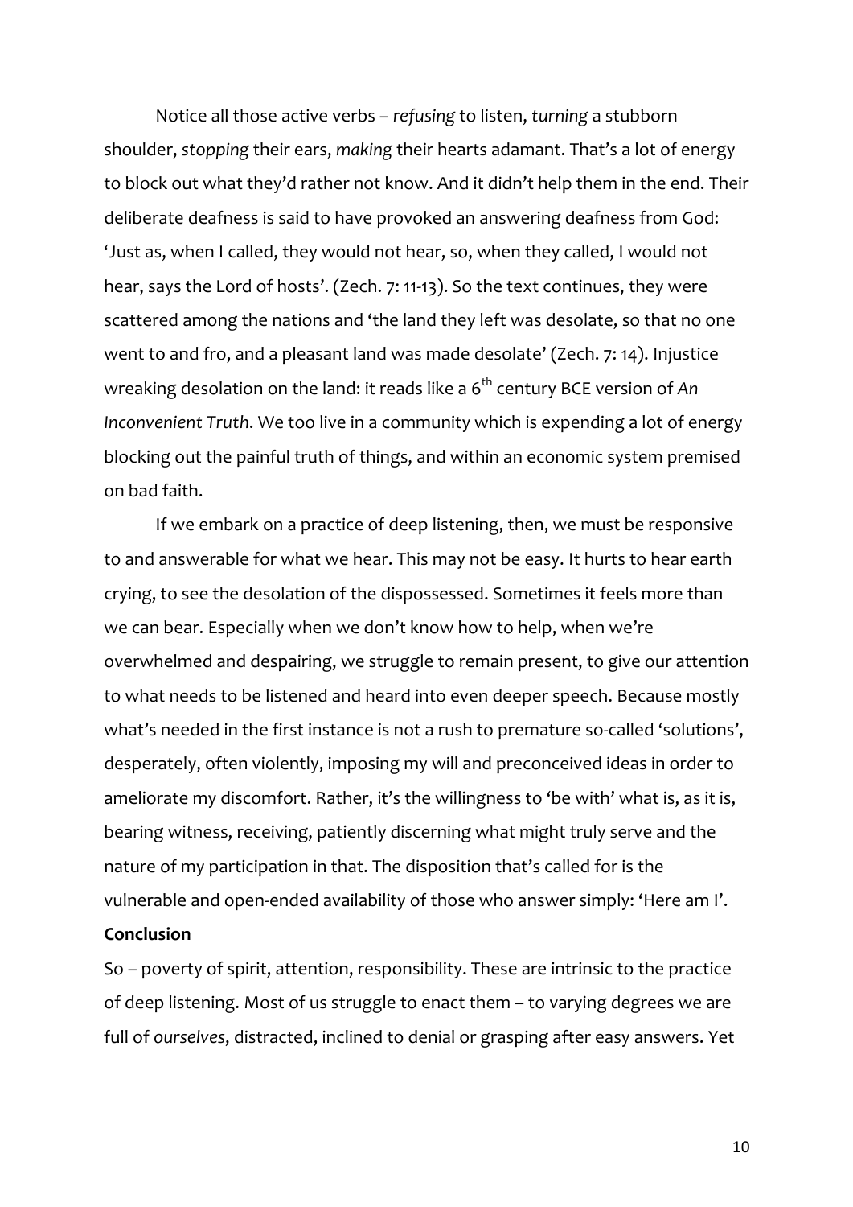Notice all those active verbs – *refusing* to listen, *turning* a stubborn shoulder, *stopping* their ears, *making* their hearts adamant. That's a lot of energy to block out what they'd rather not know. And it didn't help them in the end. Their deliberate deafness is said to have provoked an answering deafness from God: 'Just as, when I called, they would not hear, so, when they called, I would not hear, says the Lord of hosts'. (Zech. 7: 11-13). So the text continues, they were scattered among the nations and 'the land they left was desolate, so that no one went to and fro, and a pleasant land was made desolate' (Zech. 7: 14). Injustice wreaking desolation on the land: it reads like a 6th century BCE version of *An Inconvenient Truth*. We too live in a community which is expending a lot of energy blocking out the painful truth of things, and within an economic system premised on bad faith.

If we embark on a practice of deep listening, then, we must be responsive to and answerable for what we hear. This may not be easy. It hurts to hear earth crying, to see the desolation of the dispossessed. Sometimes it feels more than we can bear. Especially when we don't know how to help, when we're overwhelmed and despairing, we struggle to remain present, to give our attention to what needs to be listened and heard into even deeper speech. Because mostly what's needed in the first instance is not a rush to premature so-called 'solutions', desperately, often violently, imposing my will and preconceived ideas in order to ameliorate my discomfort. Rather, it's the willingness to 'be with' what is, as it is, bearing witness, receiving, patiently discerning what might truly serve and the nature of my participation in that. The disposition that's called for is the vulnerable and open-ended availability of those who answer simply: 'Here am I'.

**Conclusion**

So – poverty of spirit, attention, responsibility. These are intrinsic to the practice of deep listening. Most of us struggle to enact them – to varying degrees we are full of *ourselves*, distracted, inclined to denial or grasping after easy answers. Yet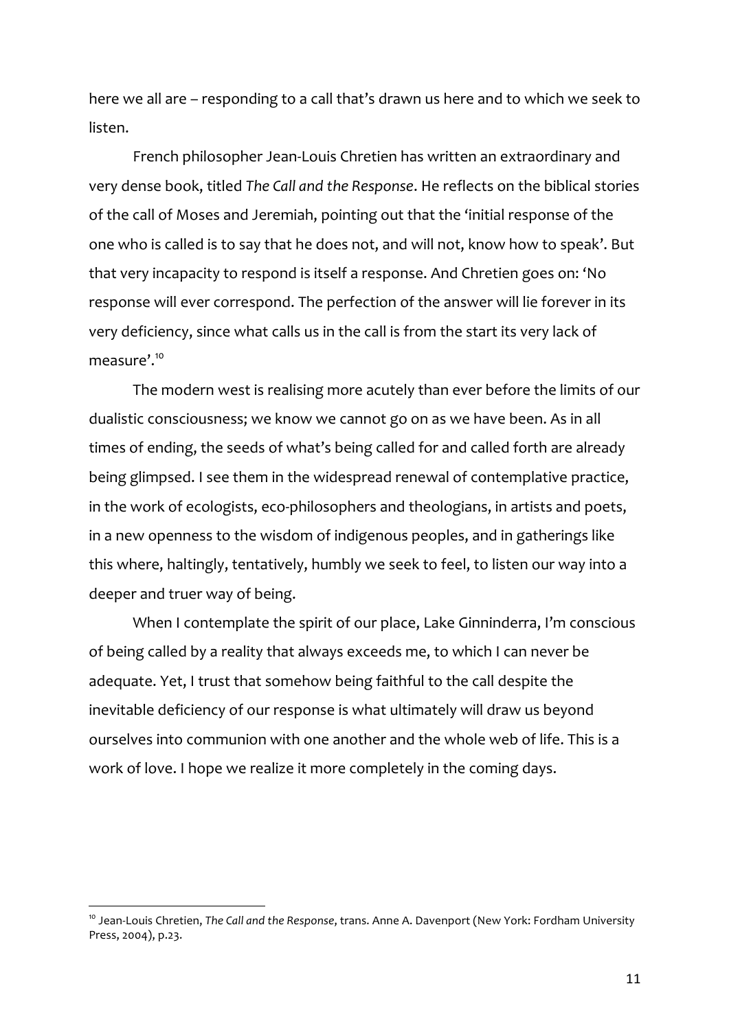here we all are – responding to a call that's drawn us here and to which we seek to listen.

French philosopher Jean-Louis Chretien has written an extraordinary and very dense book, titled *The Call and the Response*. He reflects on the biblical stories of the call of Moses and Jeremiah, pointing out that the 'initial response of the one who is called is to say that he does not, and will not, know how to speak'. But that very incapacity to respond is itself a response. And Chretien goes on: 'No response will ever correspond. The perfection of the answer will lie forever in its very deficiency, since what calls us in the call is from the start its very lack of measure'.[10]

The modern west is realising more acutely than ever before the limits of our dualistic consciousness; we know we cannot go on as we have been. As in all times of ending, the seeds of what's being called for and called forth are already being glimpsed. I see them in the widespread renewal of contemplative practice, in the work of ecologists, eco-philosophers and theologians, in artists and poets, in a new openness to the wisdom of indigenous peoples, and in gatherings like this where, haltingly, tentatively, humbly we seek to feel, to listen our way into a deeper and truer way of being.

When I contemplate the spirit of our place, Lake Ginninderra, I'm conscious of being called by a reality that always exceeds me, to which I can never be adequate. Yet, I trust that somehow being faithful to the call despite the inevitable deficiency of our response is what ultimately will draw us beyond ourselves into communion with one another and the whole web of life. This is a work of love. I hope we realize it more completely in the coming days.

---

[10] Jean-Louis Chretien, *The Call and the Response*, trans. Anne A. Davenport (New York: Fordham University Press, 2004), p.23.